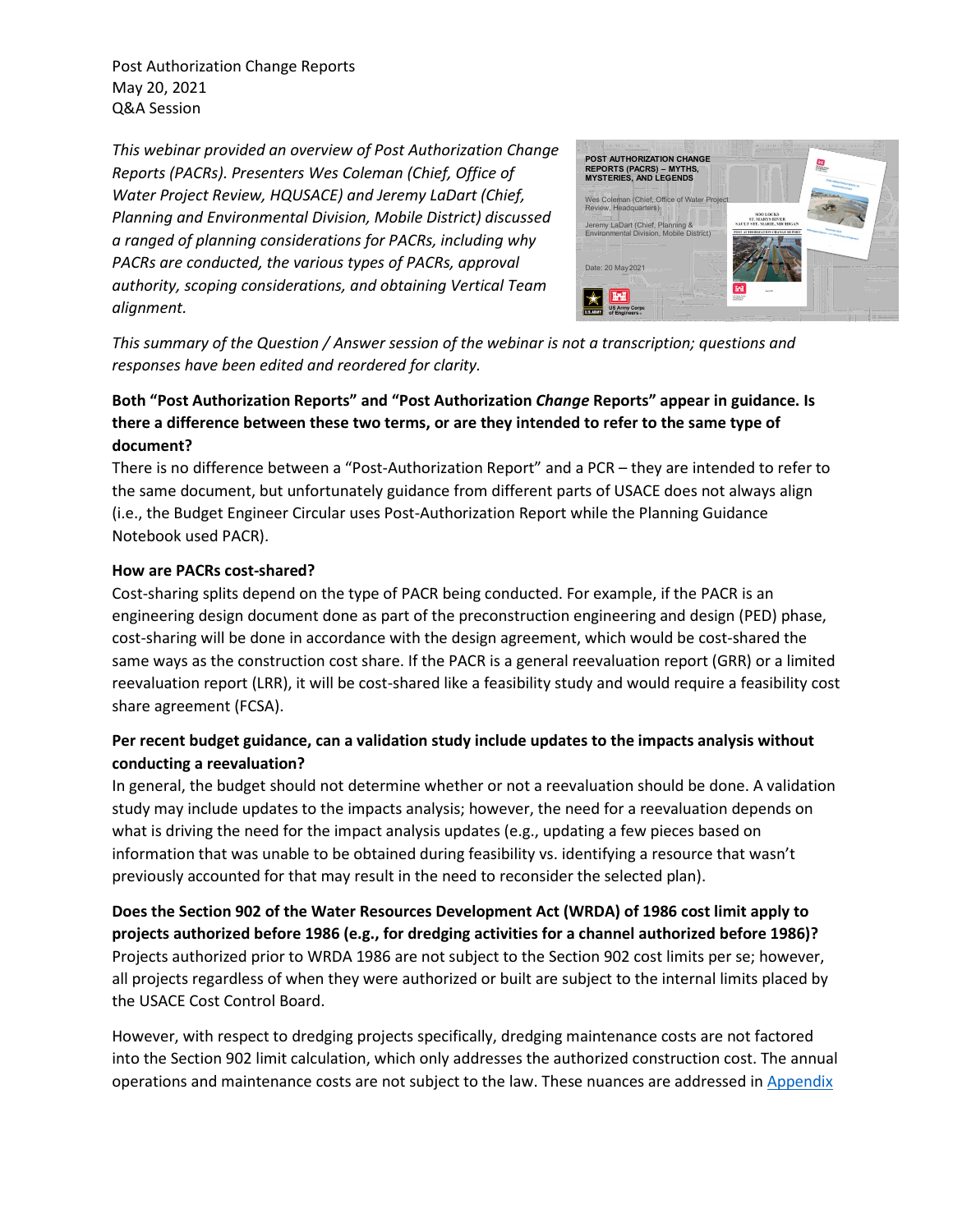Post Authorization Change Reports
May 20, 2021
Q&A Session

*This webinar provided an overview of Post Authorization Change Reports (PACRs). Presenters Wes Coleman (Chief, Office of Water Project Review, HQUSACE) and Jeremy LaDart (Chief, Planning and Environmental Division, Mobile District) discussed a ranged of planning considerations for PACRs, including why PACRs are conducted, the various types of PACRs, approval authority, scoping considerations, and obtaining Vertical Team alignment.*

*This summary of the Question / Answer session of the webinar is not a transcription; questions and responses have been edited and reordered for clarity.*

**Both "Post Authorization Reports" and "Post Authorization *Change* Reports" appear in guidance. Is there a difference between these two terms, or are they intended to refer to the same type of document?**

There is no difference between a "Post-Authorization Report" and a PCR – they are intended to refer to the same document, but unfortunately guidance from different parts of USACE does not always align (i.e., the Budget Engineer Circular uses Post-Authorization Report while the Planning Guidance Notebook used PACR).

**How are PACRs cost-shared?**

Cost-sharing splits depend on the type of PACR being conducted. For example, if the PACR is an engineering design document done as part of the preconstruction engineering and design (PED) phase, cost-sharing will be done in accordance with the design agreement, which would be cost-shared the same ways as the construction cost share. If the PACR is a general reevaluation report (GRR) or a limited reevaluation report (LRR), it will be cost-shared like a feasibility study and would require a feasibility cost share agreement (FCSA).

**Per recent budget guidance, can a validation study include updates to the impacts analysis without conducting a reevaluation?**

In general, the budget should not determine whether or not a reevaluation should be done. A validation study may include updates to the impacts analysis; however, the need for a reevaluation depends on what is driving the need for the impact analysis updates (e.g., updating a few pieces based on information that was unable to be obtained during feasibility vs. identifying a resource that wasn't previously accounted for that may result in the need to reconsider the selected plan).

**Does the Section 902 of the Water Resources Development Act (WRDA) of 1986 cost limit apply to projects authorized before 1986 (e.g., for dredging activities for a channel authorized before 1986)?**

Projects authorized prior to WRDA 1986 are not subject to the Section 902 cost limits per se; however, all projects regardless of when they were authorized or built are subject to the internal limits placed by the USACE Cost Control Board.

However, with respect to dredging projects specifically, dredging maintenance costs are not factored into the Section 902 limit calculation, which only addresses the authorized construction cost. The annual operations and maintenance costs are not subject to the law. These nuances are addressed in Appendix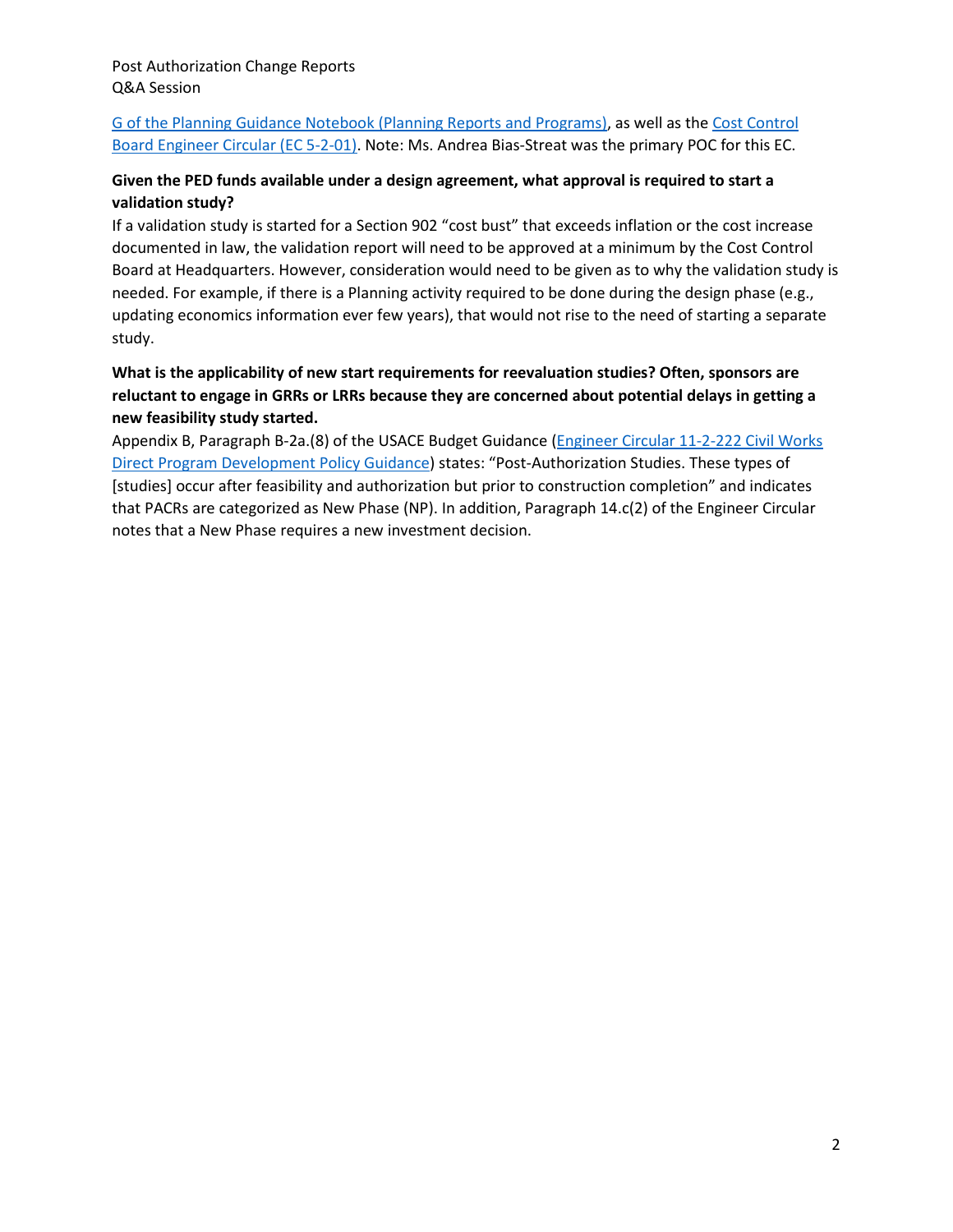G of the Planning Guidance Notebook (Planning Reports and Programs), as well as the Cost Control Board Engineer Circular (EC 5-2-01). Note: Ms. Andrea Bias-Streat was the primary POC for this EC.

**Given the PED funds available under a design agreement, what approval is required to start a validation study?**

If a validation study is started for a Section 902 "cost bust" that exceeds inflation or the cost increase documented in law, the validation report will need to be approved at a minimum by the Cost Control Board at Headquarters. However, consideration would need to be given as to why the validation study is needed. For example, if there is a Planning activity required to be done during the design phase (e.g., updating economics information ever few years), that would not rise to the need of starting a separate study.

**What is the applicability of new start requirements for reevaluation studies? Often, sponsors are reluctant to engage in GRRs or LRRs because they are concerned about potential delays in getting a new feasibility study started.**

Appendix B, Paragraph B-2a.(8) of the USACE Budget Guidance (Engineer Circular 11-2-222 Civil Works Direct Program Development Policy Guidance) states: "Post-Authorization Studies. These types of [studies] occur after feasibility and authorization but prior to construction completion" and indicates that PACRs are categorized as New Phase (NP). In addition, Paragraph 14.c(2) of the Engineer Circular notes that a New Phase requires a new investment decision.